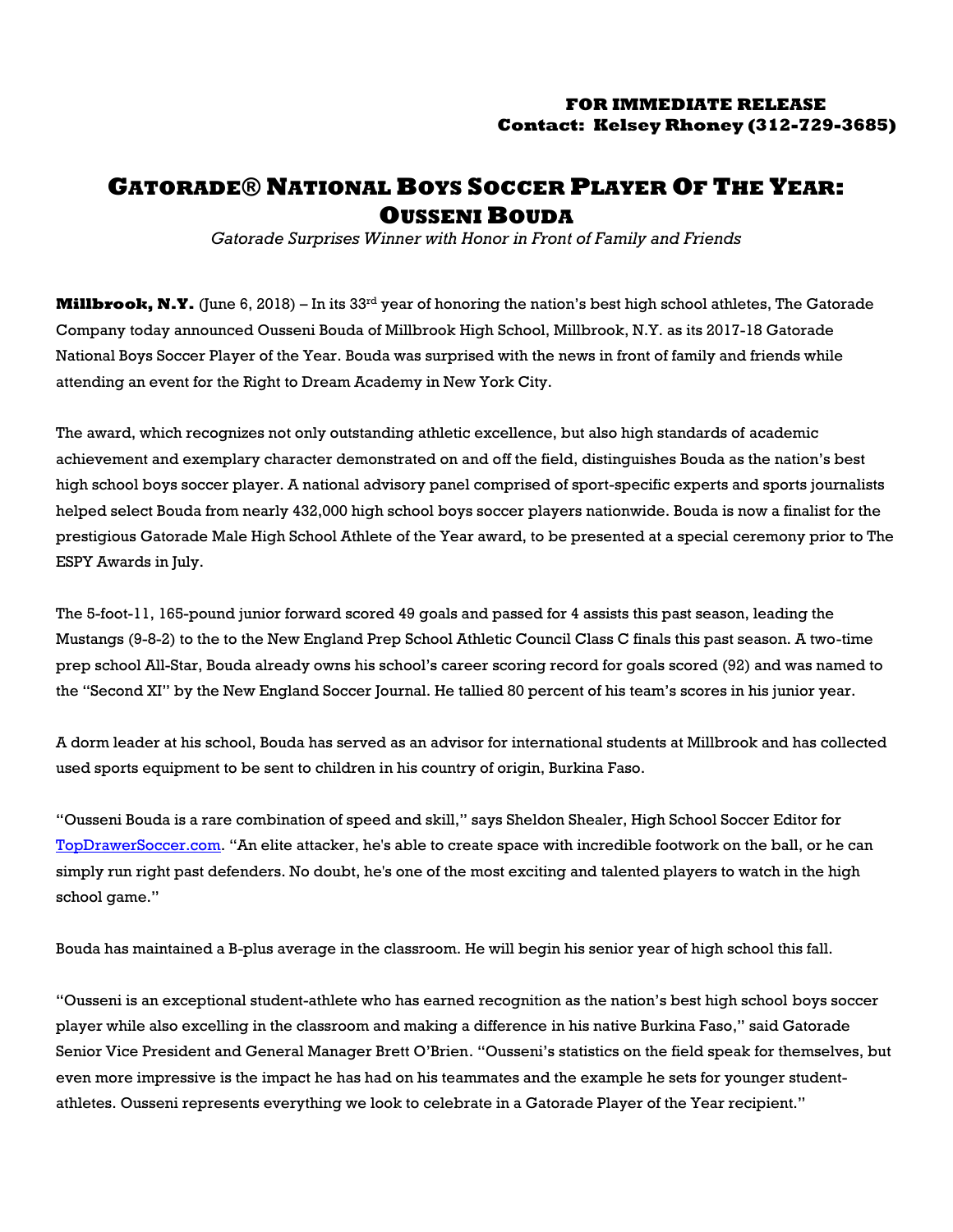**FOR IMMEDIATE RELEASE**
**Contact: Kelsey Rhoney (312-729-3685)**

# Gatorade® National Boys Soccer Player Of The Year: Ousseni Bouda

*Gatorade Surprises Winner with Honor in Front of Family and Friends*

**Millbrook, N.Y.** (June 6, 2018) – In its 33rd year of honoring the nation's best high school athletes, The Gatorade Company today announced Ousseni Bouda of Millbrook High School, Millbrook, N.Y. as its 2017-18 Gatorade National Boys Soccer Player of the Year. Bouda was surprised with the news in front of family and friends while attending an event for the Right to Dream Academy in New York City.

The award, which recognizes not only outstanding athletic excellence, but also high standards of academic achievement and exemplary character demonstrated on and off the field, distinguishes Bouda as the nation's best high school boys soccer player. A national advisory panel comprised of sport-specific experts and sports journalists helped select Bouda from nearly 432,000 high school boys soccer players nationwide. Bouda is now a finalist for the prestigious Gatorade Male High School Athlete of the Year award, to be presented at a special ceremony prior to The ESPY Awards in July.

The 5-foot-11, 165-pound junior forward scored 49 goals and passed for 4 assists this past season, leading the Mustangs (9-8-2) to the to the New England Prep School Athletic Council Class C finals this past season. A two-time prep school All-Star, Bouda already owns his school's career scoring record for goals scored (92) and was named to the "Second XI" by the New England Soccer Journal. He tallied 80 percent of his team's scores in his junior year.

A dorm leader at his school, Bouda has served as an advisor for international students at Millbrook and has collected used sports equipment to be sent to children in his country of origin, Burkina Faso.

"Ousseni Bouda is a rare combination of speed and skill," says Sheldon Shealer, High School Soccer Editor for TopDrawerSoccer.com. "An elite attacker, he's able to create space with incredible footwork on the ball, or he can simply run right past defenders. No doubt, he's one of the most exciting and talented players to watch in the high school game."

Bouda has maintained a B-plus average in the classroom. He will begin his senior year of high school this fall.

"Ousseni is an exceptional student-athlete who has earned recognition as the nation's best high school boys soccer player while also excelling in the classroom and making a difference in his native Burkina Faso," said Gatorade Senior Vice President and General Manager Brett O'Brien. "Ousseni's statistics on the field speak for themselves, but even more impressive is the impact he has had on his teammates and the example he sets for younger student-athletes. Ousseni represents everything we look to celebrate in a Gatorade Player of the Year recipient."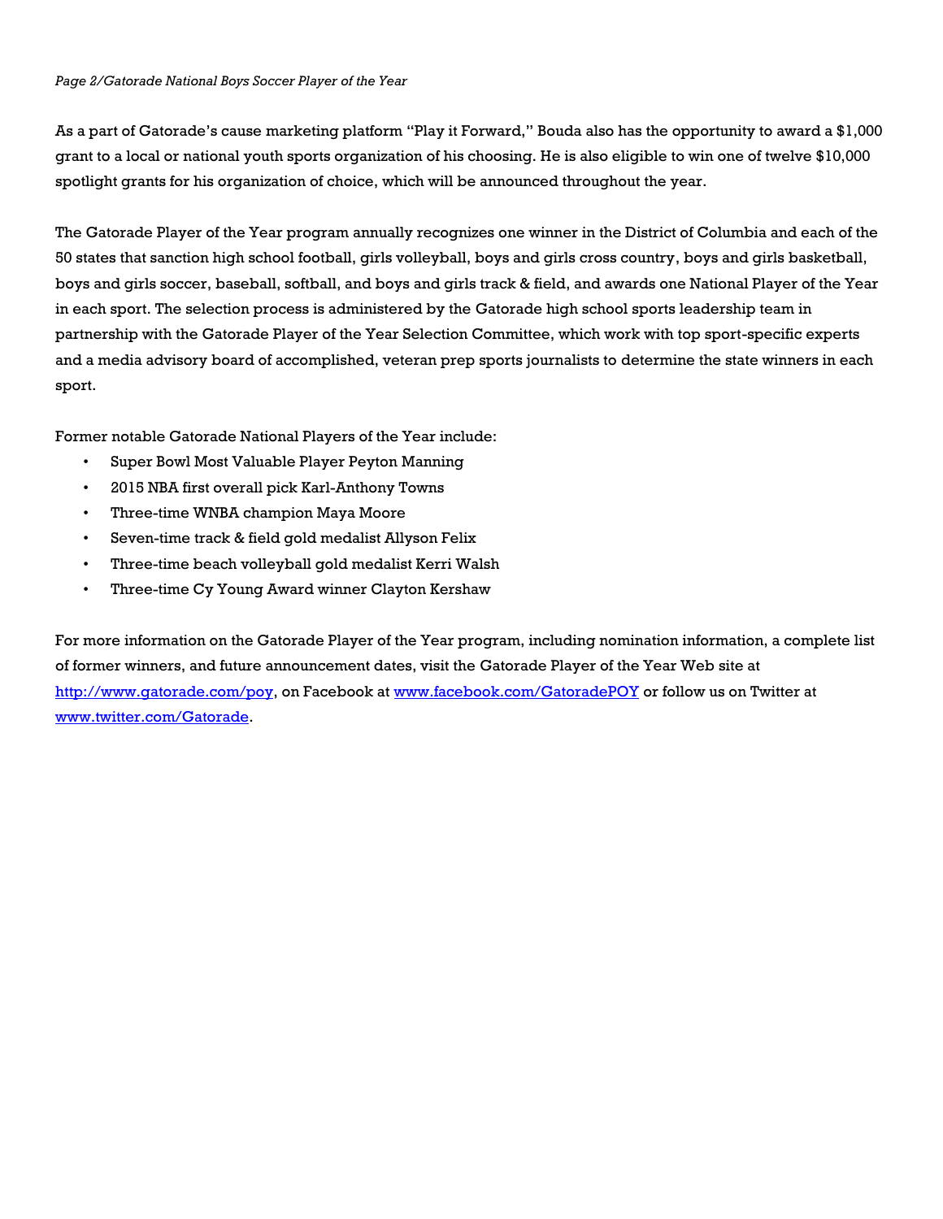As a part of Gatorade's cause marketing platform "Play it Forward," Bouda also has the opportunity to award a $1,000 grant to a local or national youth sports organization of his choosing. He is also eligible to win one of twelve $10,000 spotlight grants for his organization of choice, which will be announced throughout the year.

The Gatorade Player of the Year program annually recognizes one winner in the District of Columbia and each of the 50 states that sanction high school football, girls volleyball, boys and girls cross country, boys and girls basketball, boys and girls soccer, baseball, softball, and boys and girls track & field, and awards one National Player of the Year in each sport. The selection process is administered by the Gatorade high school sports leadership team in partnership with the Gatorade Player of the Year Selection Committee, which work with top sport-specific experts and a media advisory board of accomplished, veteran prep sports journalists to determine the state winners in each sport.

Former notable Gatorade National Players of the Year include:

- Super Bowl Most Valuable Player Peyton Manning
- 2015 NBA first overall pick Karl-Anthony Towns
- Three-time WNBA champion Maya Moore
- Seven-time track & field gold medalist Allyson Felix
- Three-time beach volleyball gold medalist Kerri Walsh
- Three-time Cy Young Award winner Clayton Kershaw

For more information on the Gatorade Player of the Year program, including nomination information, a complete list of former winners, and future announcement dates, visit the Gatorade Player of the Year Web site at [http://www.gatorade.com/poy](http://www.gatorade.com/poy), on Facebook at [www.facebook.com/GatoradePOY](www.facebook.com/GatoradePOY) or follow us on Twitter at [www.twitter.com/Gatorade](www.twitter.com/Gatorade).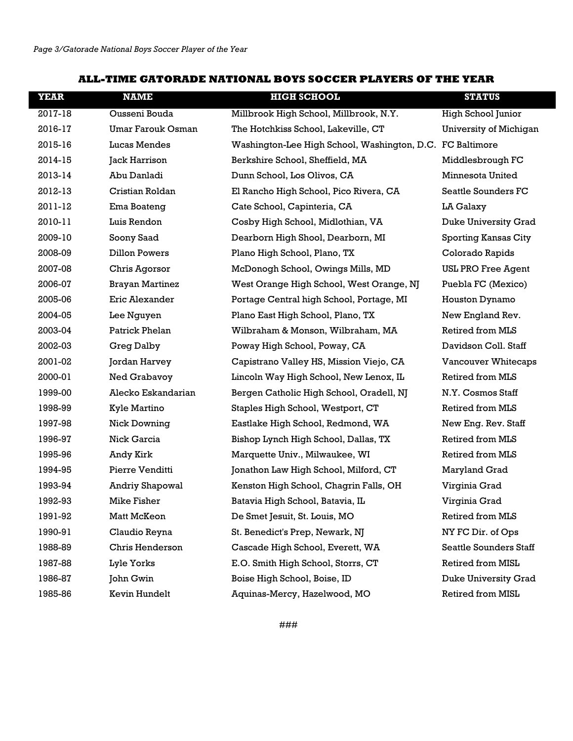## ALL-TIME GATORADE NATIONAL BOYS SOCCER PLAYERS OF THE YEAR

| YEAR | NAME | HIGH SCHOOL | STATUS |
|---|---|---|---|
| 2017-18 | Ousseni Bouda | Millbrook High School, Millbrook, N.Y. | High School Junior |
| 2016-17 | Umar Farouk Osman | The Hotchkiss School, Lakeville, CT | University of Michigan |
| 2015-16 | Lucas Mendes | Washington-Lee High School, Washington, D.C. | FC Baltimore |
| 2014-15 | Jack Harrison | Berkshire School, Sheffield, MA | Middlesbrough FC |
| 2013-14 | Abu Danladi | Dunn School, Los Olivos, CA | Minnesota United |
| 2012-13 | Cristian Roldan | El Rancho High School, Pico Rivera, CA | Seattle Sounders FC |
| 2011-12 | Ema Boateng | Cate School, Capinteria, CA | LA Galaxy |
| 2010-11 | Luis Rendon | Cosby High School, Midlothian, VA | Duke University Grad |
| 2009-10 | Soony Saad | Dearborn High Shool, Dearborn, MI | Sporting Kansas City |
| 2008-09 | Dillon Powers | Plano High School, Plano, TX | Colorado Rapids |
| 2007-08 | Chris Agorsor | McDonogh School, Owings Mills, MD | USL PRO Free Agent |
| 2006-07 | Brayan Martinez | West Orange High School, West Orange, NJ | Puebla FC (Mexico) |
| 2005-06 | Eric Alexander | Portage Central high School, Portage, MI | Houston Dynamo |
| 2004-05 | Lee Nguyen | Plano East High School, Plano, TX | New England Rev. |
| 2003-04 | Patrick Phelan | Wilbraham & Monson, Wilbraham, MA | Retired from MLS |
| 2002-03 | Greg Dalby | Poway High School, Poway, CA | Davidson Coll. Staff |
| 2001-02 | Jordan Harvey | Capistrano Valley HS, Mission Viejo, CA | Vancouver Whitecaps |
| 2000-01 | Ned Grabavoy | Lincoln Way High School, New Lenox, IL | Retired from MLS |
| 1999-00 | Alecko Eskandarian | Bergen Catholic High School, Oradell, NJ | N.Y. Cosmos Staff |
| 1998-99 | Kyle Martino | Staples High School, Westport, CT | Retired from MLS |
| 1997-98 | Nick Downing | Eastlake High School, Redmond, WA | New Eng. Rev. Staff |
| 1996-97 | Nick Garcia | Bishop Lynch High School, Dallas, TX | Retired from MLS |
| 1995-96 | Andy Kirk | Marquette Univ., Milwaukee, WI | Retired from MLS |
| 1994-95 | Pierre Venditti | Jonathon Law High School, Milford, CT | Maryland Grad |
| 1993-94 | Andriy Shapowal | Kenston High School, Chagrin Falls, OH | Virginia Grad |
| 1992-93 | Mike Fisher | Batavia High School, Batavia, IL | Virginia Grad |
| 1991-92 | Matt McKeon | De Smet Jesuit, St. Louis, MO | Retired from MLS |
| 1990-91 | Claudio Reyna | St. Benedict's Prep, Newark, NJ | NY FC Dir. of Ops |
| 1988-89 | Chris Henderson | Cascade High School, Everett, WA | Seattle Sounders Staff |
| 1987-88 | Lyle Yorks | E.O. Smith High School, Storrs, CT | Retired from MISL |
| 1986-87 | John Gwin | Boise High School, Boise, ID | Duke University Grad |
| 1985-86 | Kevin Hundelt | Aquinas-Mercy, Hazelwood, MO | Retired from MISL |

###